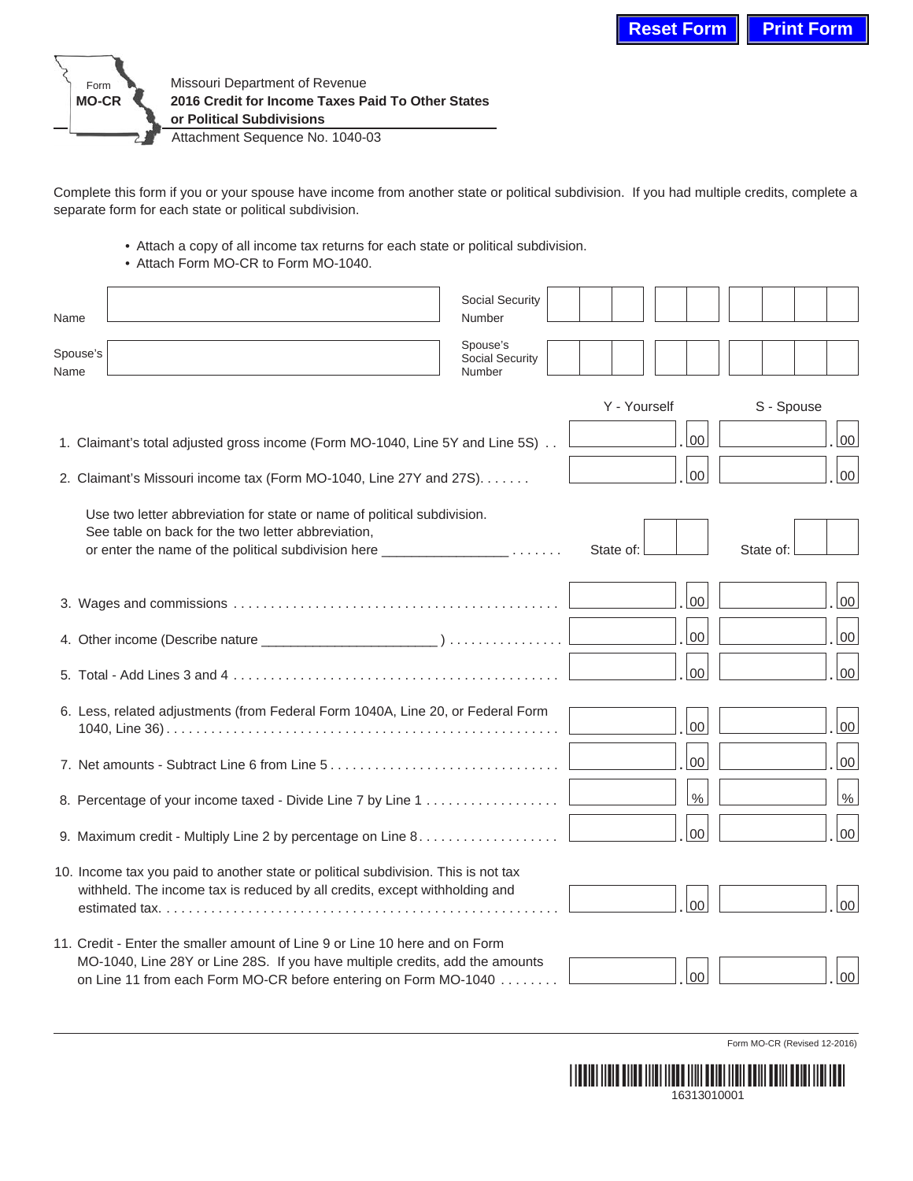Form **MO-CR**

Missouri Department of Revenue
**2016 Credit for Income Taxes Paid To Other States or Political Subdivisions**
Attachment Sequence No. 1040-03

Complete this form if you or your spouse have income from another state or political subdivision. If you had multiple credits, complete a separate form for each state or political subdivision.

- Attach a copy of all income tax returns for each state or political subdivision.
- Attach Form MO-CR to Form MO-1040.

| | | | |
|---|---|---|---|
| Name | | Social Security Number | |
| Spouse's Name | | Spouse's Social Security Number | |

| | Y - Yourself | S - Spouse |
|---|---|---|
| 1. Claimant's total adjusted gross income (Form MO-1040, Line 5Y and Line 5S) . . | .00 | .00 |
| 2. Claimant's Missouri income tax (Form MO-1040, Line 27Y and 27S). . . . . . . | .00 | .00 |
| Use two letter abbreviation for state or name of political subdivision. See table on back for the two letter abbreviation, or enter the name of the political subdivision here ________________ . . . . . . . | State of: | State of: |
| 3. Wages and commissions . . . . . . . . . . . . . . . . . . . . . . . . . . . . . . . . . . . . . . . . . . . | .00 | .00 |
| 4. Other income (Describe nature ______________________ ) . . . . . . . . . . . . . . . . | .00 | .00 |
| 5. Total - Add Lines 3 and 4 . . . . . . . . . . . . . . . . . . . . . . . . . . . . . . . . . . . . . . . . . . | .00 | .00 |
| 6. Less, related adjustments (from Federal Form 1040A, Line 20, or Federal Form 1040, Line 36) . . . . . . . . . . . . . . . . . . . . . . . . . . . . . . . . . . . . . . . . . . . . . . . . . . . | .00 | .00 |
| 7. Net amounts - Subtract Line 6 from Line 5 . . . . . . . . . . . . . . . . . . . . . . . . . . . . . . | .00 | .00 |
| 8. Percentage of your income taxed - Divide Line 7 by Line 1 . . . . . . . . . . . . . . . . . . | % | % |
| 9. Maximum credit - Multiply Line 2 by percentage on Line 8. . . . . . . . . . . . . . . . . . . | .00 | .00 |
| 10. Income tax you paid to another state or political subdivision. This is not tax withheld. The income tax is reduced by all credits, except withholding and estimated tax. . . . . . . . . . . . . . . . . . . . . . . . . . . . . . . . . . . . . . . . . . . . . . . . . . . . . | .00 | .00 |
| 11. Credit - Enter the smaller amount of Line 9 or Line 10 here and on Form MO-1040, Line 28Y or Line 28S. If you have multiple credits, add the amounts on Line 11 from each Form MO-CR before entering on Form MO-1040 . . . . . . . . | .00 | .00 |

Form MO-CR (Revised 12-2016)

16313010001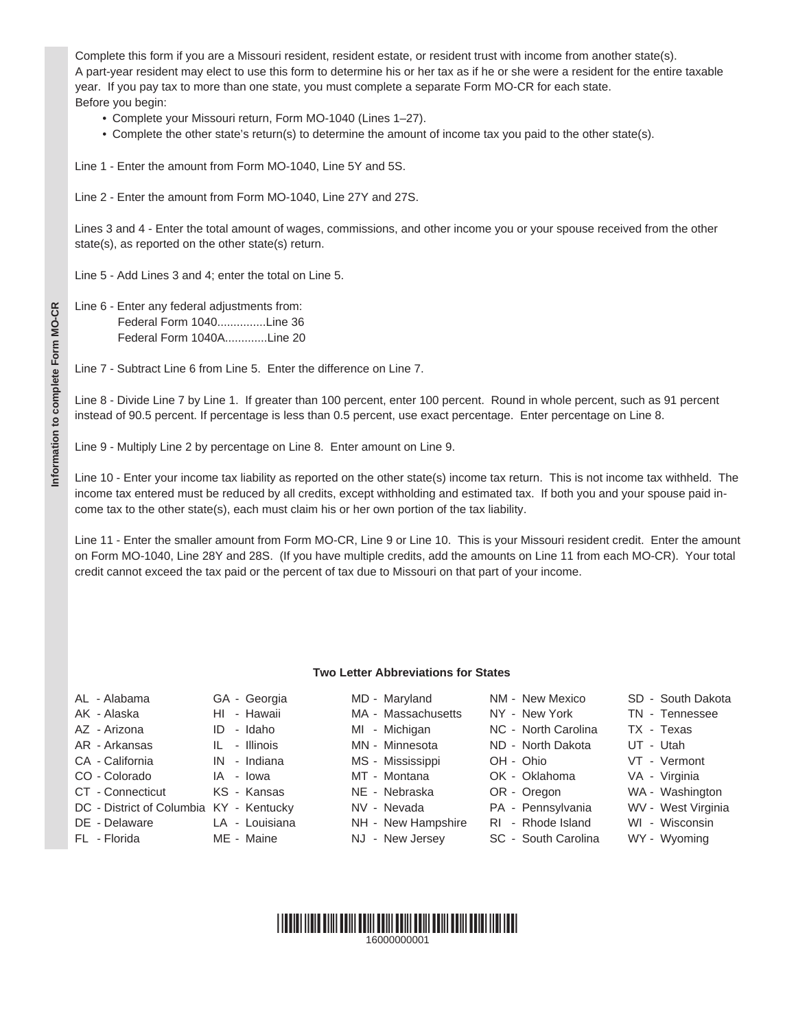## Information to complete Form MO-CR

Complete this form if you are a Missouri resident, resident estate, or resident trust with income from another state(s). A part-year resident may elect to use this form to determine his or her tax as if he or she were a resident for the entire taxable year. If you pay tax to more than one state, you must complete a separate Form MO-CR for each state.

Before you begin:

- Complete your Missouri return, Form MO-1040 (Lines 1–27).
- Complete the other state's return(s) to determine the amount of income tax you paid to the other state(s).

Line 1 - Enter the amount from Form MO-1040, Line 5Y and 5S.

Line 2 - Enter the amount from Form MO-1040, Line 27Y and 27S.

Lines 3 and 4 - Enter the total amount of wages, commissions, and other income you or your spouse received from the other state(s), as reported on the other state(s) return.

Line 5 - Add Lines 3 and 4; enter the total on Line 5.

Line 6 - Enter any federal adjustments from:
Federal Form 1040...............Line 36
Federal Form 1040A.............Line 20

Line 7 - Subtract Line 6 from Line 5. Enter the difference on Line 7.

Line 8 - Divide Line 7 by Line 1. If greater than 100 percent, enter 100 percent. Round in whole percent, such as 91 percent instead of 90.5 percent. If percentage is less than 0.5 percent, use exact percentage. Enter percentage on Line 8.

Line 9 - Multiply Line 2 by percentage on Line 8. Enter amount on Line 9.

Line 10 - Enter your income tax liability as reported on the other state(s) income tax return. This is not income tax withheld. The income tax entered must be reduced by all credits, except withholding and estimated tax. If both you and your spouse paid income tax to the other state(s), each must claim his or her own portion of the tax liability.

Line 11 - Enter the smaller amount from Form MO-CR, Line 9 or Line 10. This is your Missouri resident credit. Enter the amount on Form MO-1040, Line 28Y and 28S. (If you have multiple credits, add the amounts on Line 11 from each MO-CR). Your total credit cannot exceed the tax paid or the percent of tax due to Missouri on that part of your income.

**Two Letter Abbreviations for States**

| | | | | |
|---|---|---|---|---|
| AL - Alabama | GA - Georgia | MD - Maryland | NM - New Mexico | SD - South Dakota |
| AK - Alaska | HI - Hawaii | MA - Massachusetts | NY - New York | TN - Tennessee |
| AZ - Arizona | ID - Idaho | MI - Michigan | NC - North Carolina | TX - Texas |
| AR - Arkansas | IL - Illinois | MN - Minnesota | ND - North Dakota | UT - Utah |
| CA - California | IN - Indiana | MS - Mississippi | OH - Ohio | VT - Vermont |
| CO - Colorado | IA - Iowa | MT - Montana | OK - Oklahoma | VA - Virginia |
| CT - Connecticut | KS - Kansas | NE - Nebraska | OR - Oregon | WA - Washington |
| DC - District of Columbia | KY - Kentucky | NV - Nevada | PA - Pennsylvania | WV - West Virginia |
| DE - Delaware | LA - Louisiana | NH - New Hampshire | RI - Rhode Island | WI - Wisconsin |
| FL - Florida | ME - Maine | NJ - New Jersey | SC - South Carolina | WY - Wyoming |

16000000001